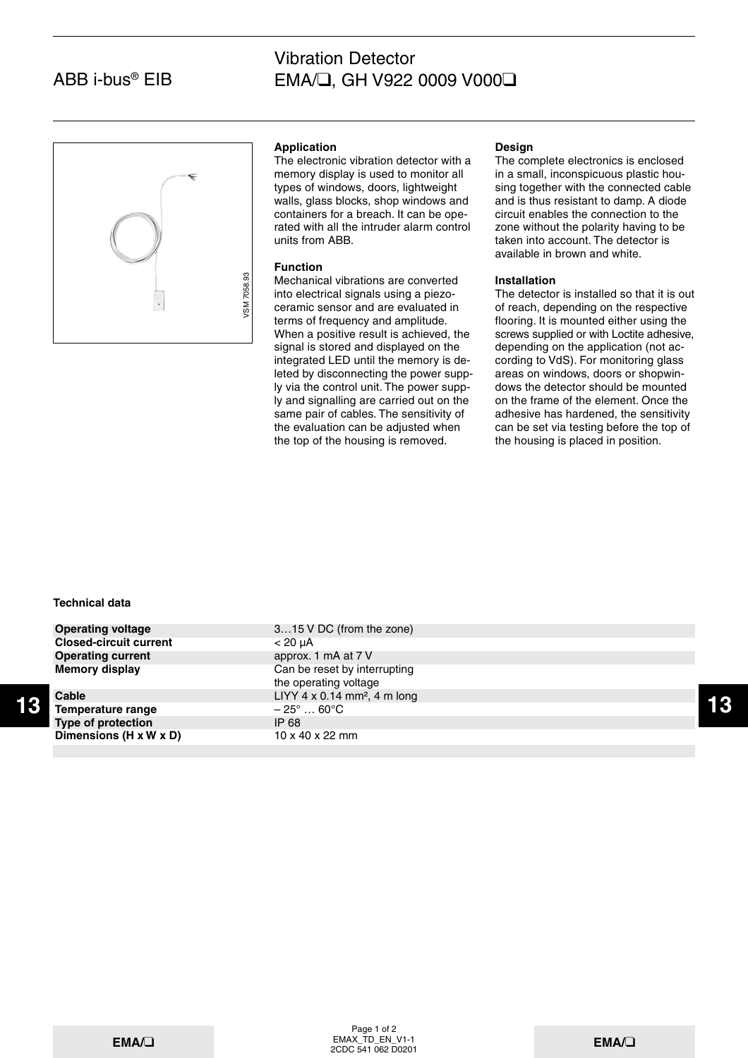ABB i-bus® EIB

# Vibration Detector EMA/❑, GH V922 0009 V000❑

VSM 7058.93

## Application

The electronic vibration detector with a memory display is used to monitor all types of windows, doors, lightweight walls, glass blocks, shop windows and containers for a breach. It can be operated with all the intruder alarm control units from ABB.

## Function

Mechanical vibrations are converted into electrical signals using a piezo-ceramic sensor and are evaluated in terms of frequency and amplitude. When a positive result is achieved, the signal is stored and displayed on the integrated LED until the memory is deleted by disconnecting the power supply via the control unit. The power supply and signalling are carried out on the same pair of cables. The sensitivity of the evaluation can be adjusted when the top of the housing is removed.

## Design

The complete electronics is enclosed in a small, inconspicuous plastic housing together with the connected cable and is thus resistant to damp. A diode circuit enables the connection to the zone without the polarity having to be taken into account. The detector is available in brown and white.

## Installation

The detector is installed so that it is out of reach, depending on the respective flooring. It is mounted either using the screws supplied or with Loctite adhesive, depending on the application (not according to VdS). For monitoring glass areas on windows, doors or shopwindows the detector should be mounted on the frame of the element. Once the adhesive has hardened, the sensitivity can be set via testing before the top of the housing is placed in position.

## Technical data

| | |
|---|---|
| **Operating voltage** | 3…15 V DC (from the zone) |
| **Closed-circuit current** | < 20 µA |
| **Operating current** | approx. 1 mA at 7 V |
| **Memory display** | Can be reset by interrupting the operating voltage |
| **Cable** | LIYY 4 x 0.14 mm², 4 m long |
| **Temperature range** | – 25° … 60°C |
| **Type of protection** | IP 68 |
| **Dimensions (H x W x D)** | 10 x 40 x 22 mm |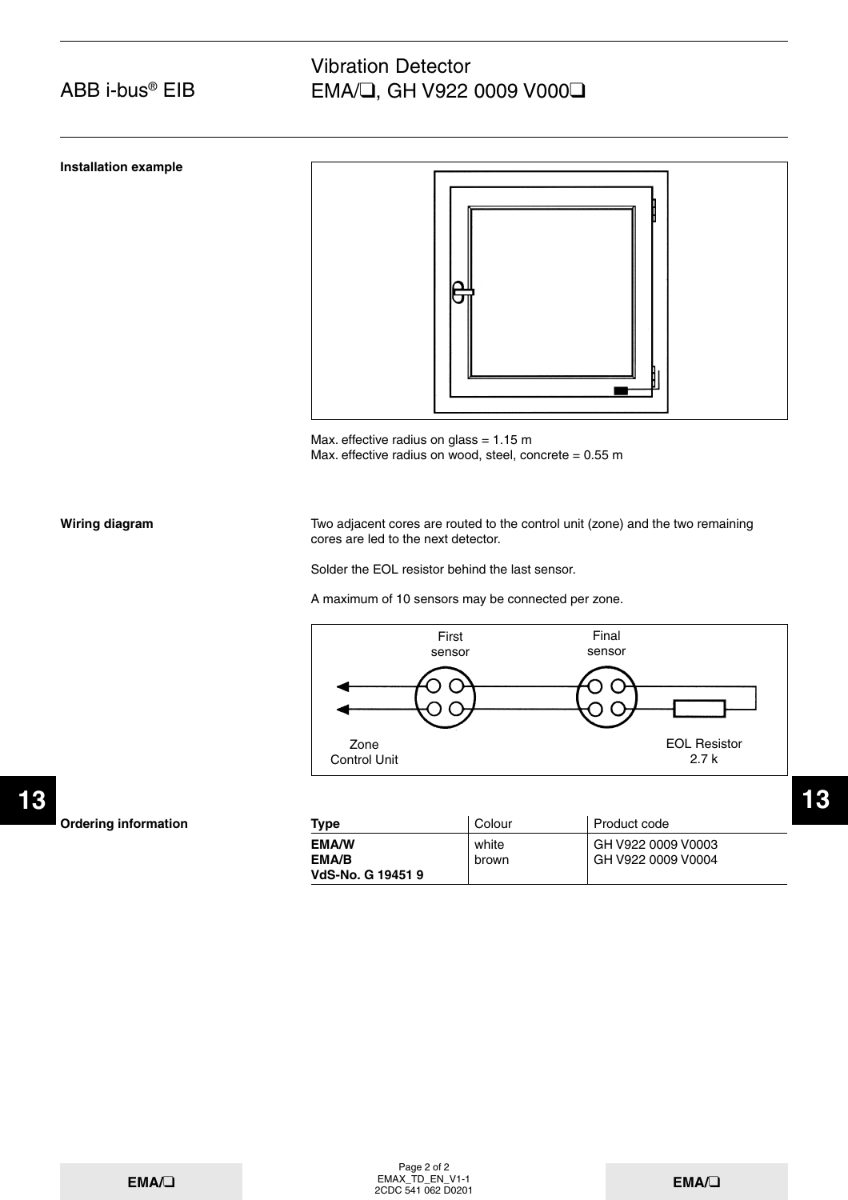## Installation example

Max. effective radius on glass = 1.15 m
Max. effective radius on wood, steel, concrete = 0.55 m

## Wiring diagram

Two adjacent cores are routed to the control unit (zone) and the two remaining cores are led to the next detector.

Solder the EOL resistor behind the last sensor.

A maximum of 10 sensors may be connected per zone.

First sensor

Final sensor

Zone Control Unit

EOL Resistor 2.7 k

## Ordering information

| Type | Colour | Product code |
|---|---|---|
| **EMA/W** | white | GH V922 0009 V0003 |
| **EMA/B** | brown | GH V922 0009 V0004 |
| **VdS-No. G 19451 9** | | |